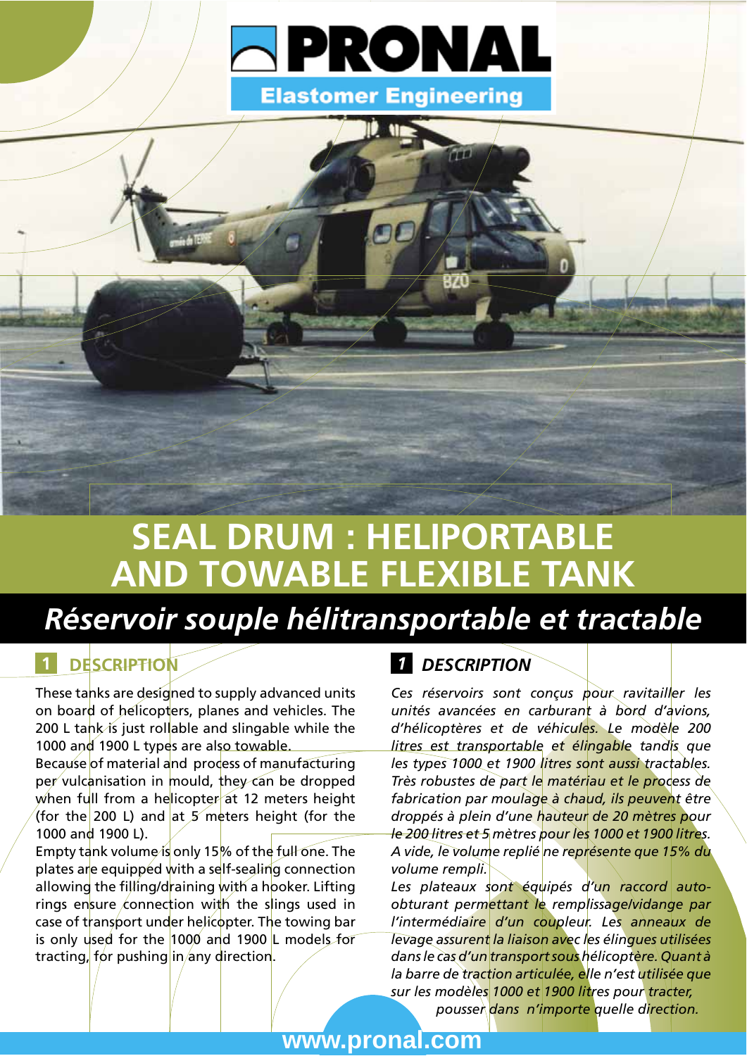# PRONAL

**Elastomer Engineering**

# SEAL DRUM : HELIPORTABLE AND TOWABLE FLEXIBLE TANK

## *Réservoir souple hélitransportable et tractable*

### 1 DESCRIPTION

These tanks are designed to supply advanced units on board of helicopters, planes and vehicles. The 200 L tank is just rollable and slingable while the 1000 and 1900 L types are also towable.
Because of material and process of manufacturing per vulcanisation in mould, they can be dropped when full from a helicopter at 12 meters height (for the 200 L) and at 5 meters height (for the 1000 and 1900 L).
Empty tank volume is only 15% of the full one. The plates are equipped with a self-sealing connection allowing the filling/draining with a hooker. Lifting rings ensure connection with the slings used in case of transport under helicopter. The towing bar is only used for the 1000 and 1900 L models for tracting, for pushing in any direction.

### *1 DESCRIPTION*

*Ces réservoirs sont conçus pour ravitailler les unités avancées en carburant à bord d'avions, d'hélicoptères et de véhicules. Le modèle 200 litres est transportable et élingable tandis que les types 1000 et 1900 litres sont aussi tractables. Très robustes de part le matériau et le process de fabrication par moulage à chaud, ils peuvent être droppés à plein d'une hauteur de 20 mètres pour le 200 litres et 5 mètres pour les 1000 et 1900 litres. A vide, le volume replié ne représente que 15% du volume rempli.*
*Les plateaux sont équipés d'un raccord auto-obturant permettant le remplissage/vidange par l'intermédiaire d'un coupleur. Les anneaux de levage assurent la liaison avec les élingues utilisées dans le cas d'un transport sous hélicoptère. Quant à la barre de traction articulée, elle n'est utilisée que sur les modèles 1000 et 1900 litres pour tracter, pousser dans n'importe quelle direction.*

www.pronal.com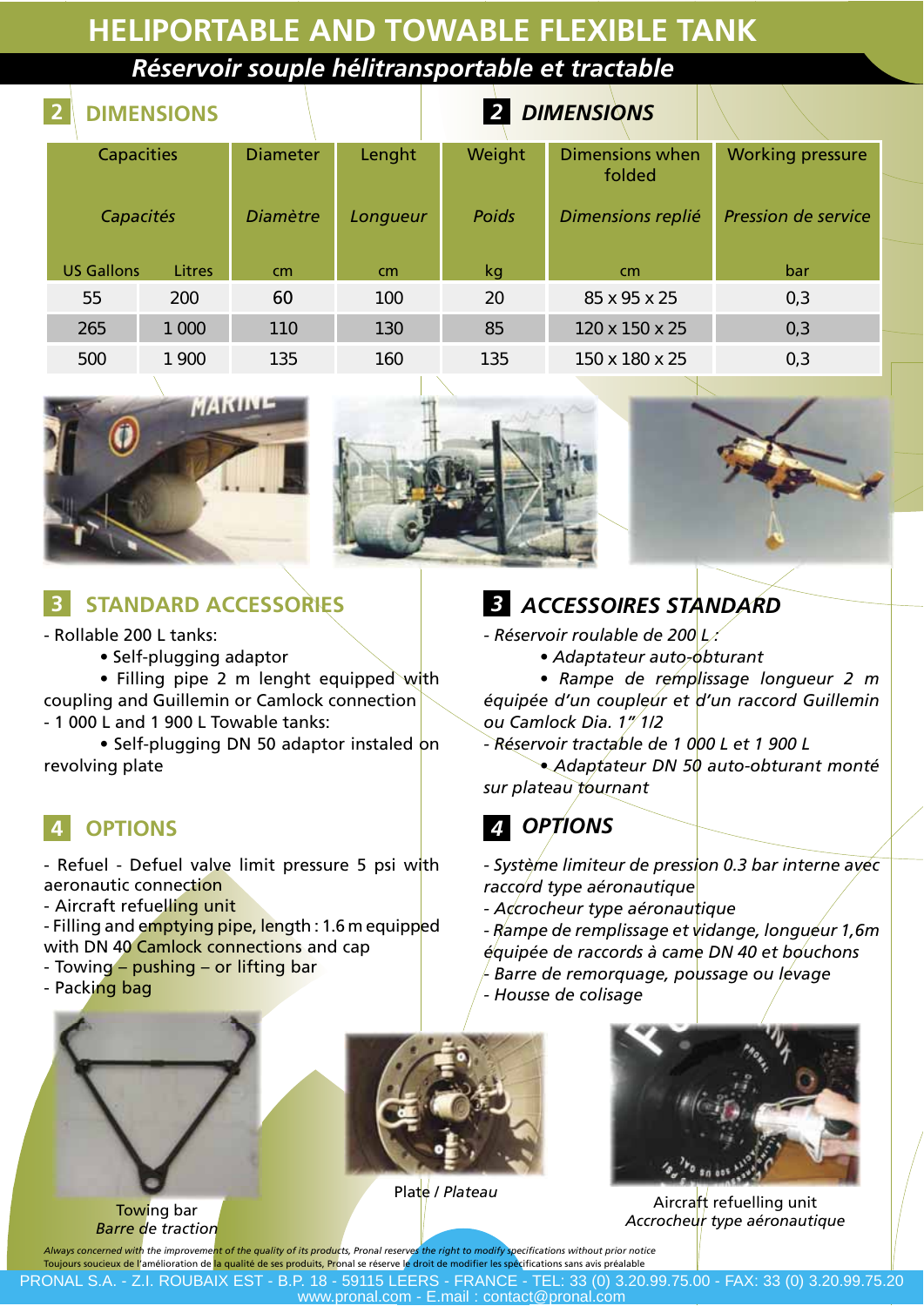# HELIPORTABLE AND TOWABLE FLEXIBLE TANK

## *Réservoir souple hélitransportable et tractable*

## 2 DIMENSIONS

## 2 *DIMENSIONS*

| Capacities / *Capacités* | | Diameter / *Diamètre* | Lenght / *Longueur* | Weight / *Poids* | Dimensions when folded / *Dimensions replié* | Working pressure / *Pression de service* |
|---|---|---|---|---|---|---|
| US Gallons | Litres | cm | cm | kg | cm | bar |
| 55 | 200 | 60 | 100 | 20 | 85 x 95 x 25 | 0,3 |
| 265 | 1 000 | 110 | 130 | 85 | 120 x 150 x 25 | 0,3 |
| 500 | 1 900 | 135 | 160 | 135 | 150 x 180 x 25 | 0,3 |

## 3 STANDARD ACCESSORIES

- Rollable 200 L tanks:
  - Self-plugging adaptor
  - Filling pipe 2 m lenght equipped with coupling and Guillemin or Camlock connection
- 1 000 L and 1 900 L Towable tanks:
  - Self-plugging DN 50 adaptor instaled on revolving plate

## 3 *ACCESSOIRES STANDARD*

- *Réservoir roulable de 200 L :*
  - *Adaptateur auto-obturant*
  - *Rampe de remplissage longueur 2 m équipée d'un coupleur et d'un raccord Guillemin ou Camlock Dia. 1" 1/2*
- *Réservoir tractable de 1 000 L et 1 900 L*
  - *Adaptateur DN 50 auto-obturant monté sur plateau tournant*

## 4 OPTIONS

- Refuel - Defuel valve limit pressure 5 psi with aeronautic connection
- Aircraft refuelling unit
- Filling and emptying pipe, length : 1.6 m equipped with DN 40 Camlock connections and cap
- Towing – pushing – or lifting bar
- Packing bag

## 4 *OPTIONS*

- *Système limiteur de pression 0.3 bar interne avec raccord type aéronautique*
- *Accrocheur type aéronautique*
- *Rampe de remplissage et vidange, longueur 1,6m équipée de raccords à came DN 40 et bouchons*
- *Barre de remorquage, poussage ou levage*
- *Housse de colisage*

Towing bar
*Barre de traction*

Plate / *Plateau*

Aircraft refuelling unit
*Accrocheur type aéronautique*

*Always concerned with the improvement of the quality of its products, Pronal reserves the right to modify specifications without prior notice*
Toujours soucieux de l'amélioration de la qualité de ses produits, Pronal se réserve le droit de modifier les spécifications sans avis préalable

PRONAL S.A. - Z.I. ROUBAIX EST - B.P. 18 - 59115 LEERS - FRANCE - TEL: 33 (0) 3.20.99.75.00 - FAX: 33 (0) 3.20.99.75.20
www.pronal.com - E.mail : contact@pronal.com